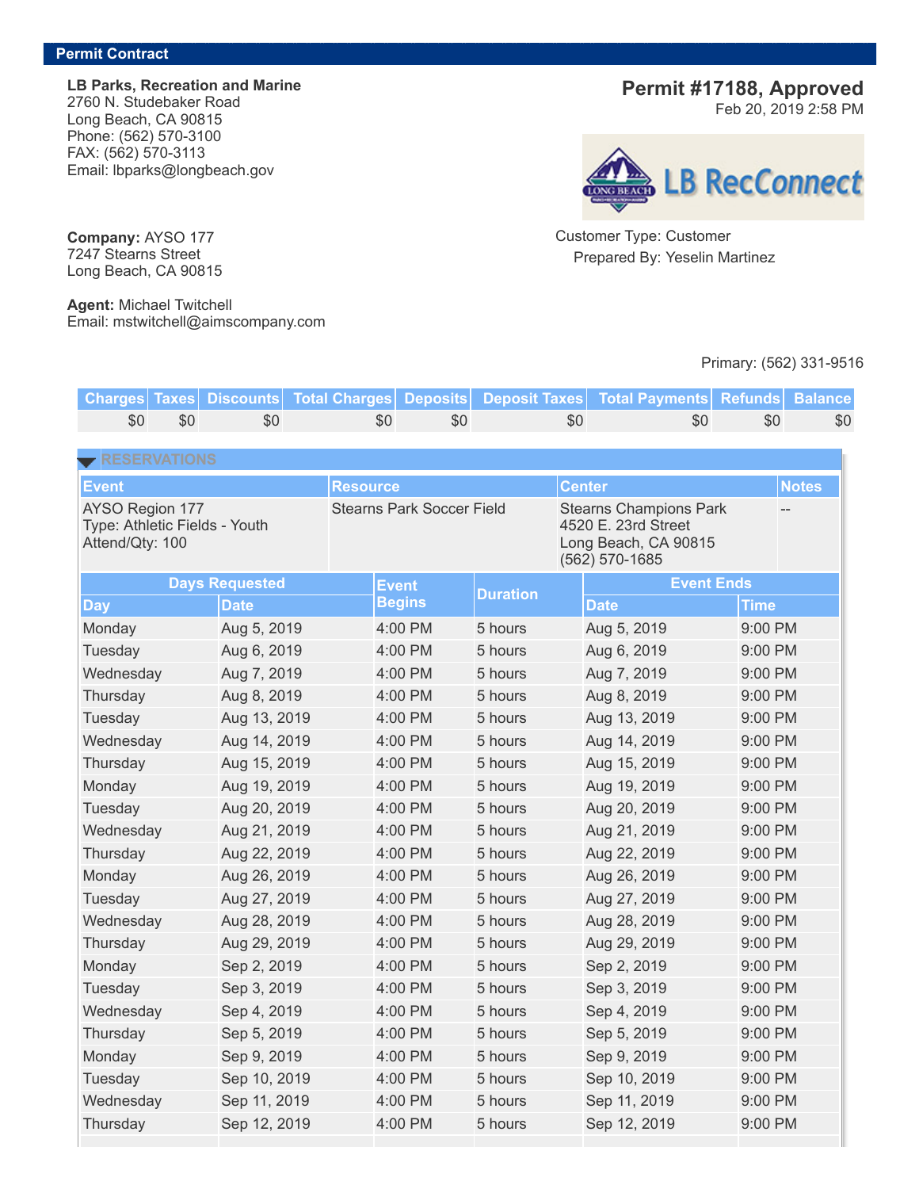**Permit Contract**

**LB Parks, Recreation and Marine**
2760 N. Studebaker Road
Long Beach, CA 90815
Phone: (562) 570-3100
FAX: (562) 570-3113
Email: lbparks@longbeach.gov

## Permit #17188, Approved

Feb 20, 2019 2:58 PM

LB RecConnect

**Company:** AYSO 177
7247 Stearns Street
Long Beach, CA 90815

**Agent:** Michael Twitchell
Email: mstwitchell@aimscompany.com

Customer Type: Customer
Prepared By: Yeselin Martinez

Primary: (562) 331-9516

| Charges | Taxes | Discounts | Total Charges | Deposits | Deposit Taxes | Total Payments | Refunds | Balance |
|---|---|---|---|---|---|---|---|---|
| $0 | $0 | $0 | $0 | $0 | $0 | $0 | $0 | $0 |

### RESERVATIONS

| Event | Resource | Center | Notes |
|---|---|---|---|
| AYSO Region 177<br>Type: Athletic Fields - Youth<br>Attend/Qty: 100 | Stearns Park Soccer Field | Stearns Champions Park<br>4520 E. 23rd Street<br>Long Beach, CA 90815<br>(562) 570-1685 | -- |

| Days Requested | | Event Begins | Duration | Event Ends | |
|---|---|---|---|---|---|
| Day | Date | | | Date | Time |
| Monday | Aug 5, 2019 | 4:00 PM | 5 hours | Aug 5, 2019 | 9:00 PM |
| Tuesday | Aug 6, 2019 | 4:00 PM | 5 hours | Aug 6, 2019 | 9:00 PM |
| Wednesday | Aug 7, 2019 | 4:00 PM | 5 hours | Aug 7, 2019 | 9:00 PM |
| Thursday | Aug 8, 2019 | 4:00 PM | 5 hours | Aug 8, 2019 | 9:00 PM |
| Tuesday | Aug 13, 2019 | 4:00 PM | 5 hours | Aug 13, 2019 | 9:00 PM |
| Wednesday | Aug 14, 2019 | 4:00 PM | 5 hours | Aug 14, 2019 | 9:00 PM |
| Thursday | Aug 15, 2019 | 4:00 PM | 5 hours | Aug 15, 2019 | 9:00 PM |
| Monday | Aug 19, 2019 | 4:00 PM | 5 hours | Aug 19, 2019 | 9:00 PM |
| Tuesday | Aug 20, 2019 | 4:00 PM | 5 hours | Aug 20, 2019 | 9:00 PM |
| Wednesday | Aug 21, 2019 | 4:00 PM | 5 hours | Aug 21, 2019 | 9:00 PM |
| Thursday | Aug 22, 2019 | 4:00 PM | 5 hours | Aug 22, 2019 | 9:00 PM |
| Monday | Aug 26, 2019 | 4:00 PM | 5 hours | Aug 26, 2019 | 9:00 PM |
| Tuesday | Aug 27, 2019 | 4:00 PM | 5 hours | Aug 27, 2019 | 9:00 PM |
| Wednesday | Aug 28, 2019 | 4:00 PM | 5 hours | Aug 28, 2019 | 9:00 PM |
| Thursday | Aug 29, 2019 | 4:00 PM | 5 hours | Aug 29, 2019 | 9:00 PM |
| Monday | Sep 2, 2019 | 4:00 PM | 5 hours | Sep 2, 2019 | 9:00 PM |
| Tuesday | Sep 3, 2019 | 4:00 PM | 5 hours | Sep 3, 2019 | 9:00 PM |
| Wednesday | Sep 4, 2019 | 4:00 PM | 5 hours | Sep 4, 2019 | 9:00 PM |
| Thursday | Sep 5, 2019 | 4:00 PM | 5 hours | Sep 5, 2019 | 9:00 PM |
| Monday | Sep 9, 2019 | 4:00 PM | 5 hours | Sep 9, 2019 | 9:00 PM |
| Tuesday | Sep 10, 2019 | 4:00 PM | 5 hours | Sep 10, 2019 | 9:00 PM |
| Wednesday | Sep 11, 2019 | 4:00 PM | 5 hours | Sep 11, 2019 | 9:00 PM |
| Thursday | Sep 12, 2019 | 4:00 PM | 5 hours | Sep 12, 2019 | 9:00 PM |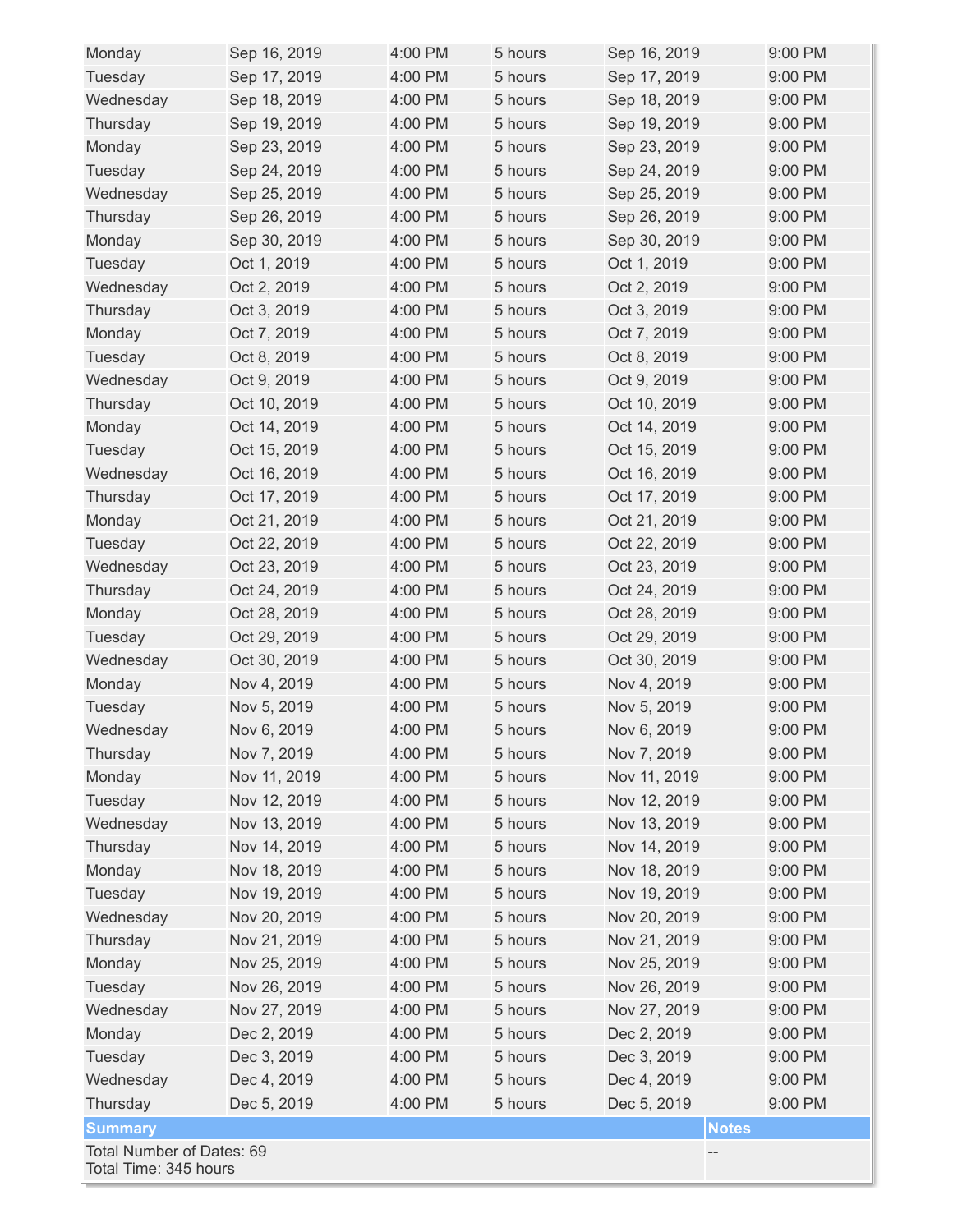| | | | | | |
|---|---|---|---|---|---|
| Monday | Sep 16, 2019 | 4:00 PM | 5 hours | Sep 16, 2019 | 9:00 PM |
| Tuesday | Sep 17, 2019 | 4:00 PM | 5 hours | Sep 17, 2019 | 9:00 PM |
| Wednesday | Sep 18, 2019 | 4:00 PM | 5 hours | Sep 18, 2019 | 9:00 PM |
| Thursday | Sep 19, 2019 | 4:00 PM | 5 hours | Sep 19, 2019 | 9:00 PM |
| Monday | Sep 23, 2019 | 4:00 PM | 5 hours | Sep 23, 2019 | 9:00 PM |
| Tuesday | Sep 24, 2019 | 4:00 PM | 5 hours | Sep 24, 2019 | 9:00 PM |
| Wednesday | Sep 25, 2019 | 4:00 PM | 5 hours | Sep 25, 2019 | 9:00 PM |
| Thursday | Sep 26, 2019 | 4:00 PM | 5 hours | Sep 26, 2019 | 9:00 PM |
| Monday | Sep 30, 2019 | 4:00 PM | 5 hours | Sep 30, 2019 | 9:00 PM |
| Tuesday | Oct 1, 2019 | 4:00 PM | 5 hours | Oct 1, 2019 | 9:00 PM |
| Wednesday | Oct 2, 2019 | 4:00 PM | 5 hours | Oct 2, 2019 | 9:00 PM |
| Thursday | Oct 3, 2019 | 4:00 PM | 5 hours | Oct 3, 2019 | 9:00 PM |
| Monday | Oct 7, 2019 | 4:00 PM | 5 hours | Oct 7, 2019 | 9:00 PM |
| Tuesday | Oct 8, 2019 | 4:00 PM | 5 hours | Oct 8, 2019 | 9:00 PM |
| Wednesday | Oct 9, 2019 | 4:00 PM | 5 hours | Oct 9, 2019 | 9:00 PM |
| Thursday | Oct 10, 2019 | 4:00 PM | 5 hours | Oct 10, 2019 | 9:00 PM |
| Monday | Oct 14, 2019 | 4:00 PM | 5 hours | Oct 14, 2019 | 9:00 PM |
| Tuesday | Oct 15, 2019 | 4:00 PM | 5 hours | Oct 15, 2019 | 9:00 PM |
| Wednesday | Oct 16, 2019 | 4:00 PM | 5 hours | Oct 16, 2019 | 9:00 PM |
| Thursday | Oct 17, 2019 | 4:00 PM | 5 hours | Oct 17, 2019 | 9:00 PM |
| Monday | Oct 21, 2019 | 4:00 PM | 5 hours | Oct 21, 2019 | 9:00 PM |
| Tuesday | Oct 22, 2019 | 4:00 PM | 5 hours | Oct 22, 2019 | 9:00 PM |
| Wednesday | Oct 23, 2019 | 4:00 PM | 5 hours | Oct 23, 2019 | 9:00 PM |
| Thursday | Oct 24, 2019 | 4:00 PM | 5 hours | Oct 24, 2019 | 9:00 PM |
| Monday | Oct 28, 2019 | 4:00 PM | 5 hours | Oct 28, 2019 | 9:00 PM |
| Tuesday | Oct 29, 2019 | 4:00 PM | 5 hours | Oct 29, 2019 | 9:00 PM |
| Wednesday | Oct 30, 2019 | 4:00 PM | 5 hours | Oct 30, 2019 | 9:00 PM |
| Monday | Nov 4, 2019 | 4:00 PM | 5 hours | Nov 4, 2019 | 9:00 PM |
| Tuesday | Nov 5, 2019 | 4:00 PM | 5 hours | Nov 5, 2019 | 9:00 PM |
| Wednesday | Nov 6, 2019 | 4:00 PM | 5 hours | Nov 6, 2019 | 9:00 PM |
| Thursday | Nov 7, 2019 | 4:00 PM | 5 hours | Nov 7, 2019 | 9:00 PM |
| Monday | Nov 11, 2019 | 4:00 PM | 5 hours | Nov 11, 2019 | 9:00 PM |
| Tuesday | Nov 12, 2019 | 4:00 PM | 5 hours | Nov 12, 2019 | 9:00 PM |
| Wednesday | Nov 13, 2019 | 4:00 PM | 5 hours | Nov 13, 2019 | 9:00 PM |
| Thursday | Nov 14, 2019 | 4:00 PM | 5 hours | Nov 14, 2019 | 9:00 PM |
| Monday | Nov 18, 2019 | 4:00 PM | 5 hours | Nov 18, 2019 | 9:00 PM |
| Tuesday | Nov 19, 2019 | 4:00 PM | 5 hours | Nov 19, 2019 | 9:00 PM |
| Wednesday | Nov 20, 2019 | 4:00 PM | 5 hours | Nov 20, 2019 | 9:00 PM |
| Thursday | Nov 21, 2019 | 4:00 PM | 5 hours | Nov 21, 2019 | 9:00 PM |
| Monday | Nov 25, 2019 | 4:00 PM | 5 hours | Nov 25, 2019 | 9:00 PM |
| Tuesday | Nov 26, 2019 | 4:00 PM | 5 hours | Nov 26, 2019 | 9:00 PM |
| Wednesday | Nov 27, 2019 | 4:00 PM | 5 hours | Nov 27, 2019 | 9:00 PM |
| Monday | Dec 2, 2019 | 4:00 PM | 5 hours | Dec 2, 2019 | 9:00 PM |
| Tuesday | Dec 3, 2019 | 4:00 PM | 5 hours | Dec 3, 2019 | 9:00 PM |
| Wednesday | Dec 4, 2019 | 4:00 PM | 5 hours | Dec 4, 2019 | 9:00 PM |
| Thursday | Dec 5, 2019 | 4:00 PM | 5 hours | Dec 5, 2019 | 9:00 PM |

| Summary | Notes |
|---|---|
| Total Number of Dates: 69<br>Total Time: 345 hours | -- |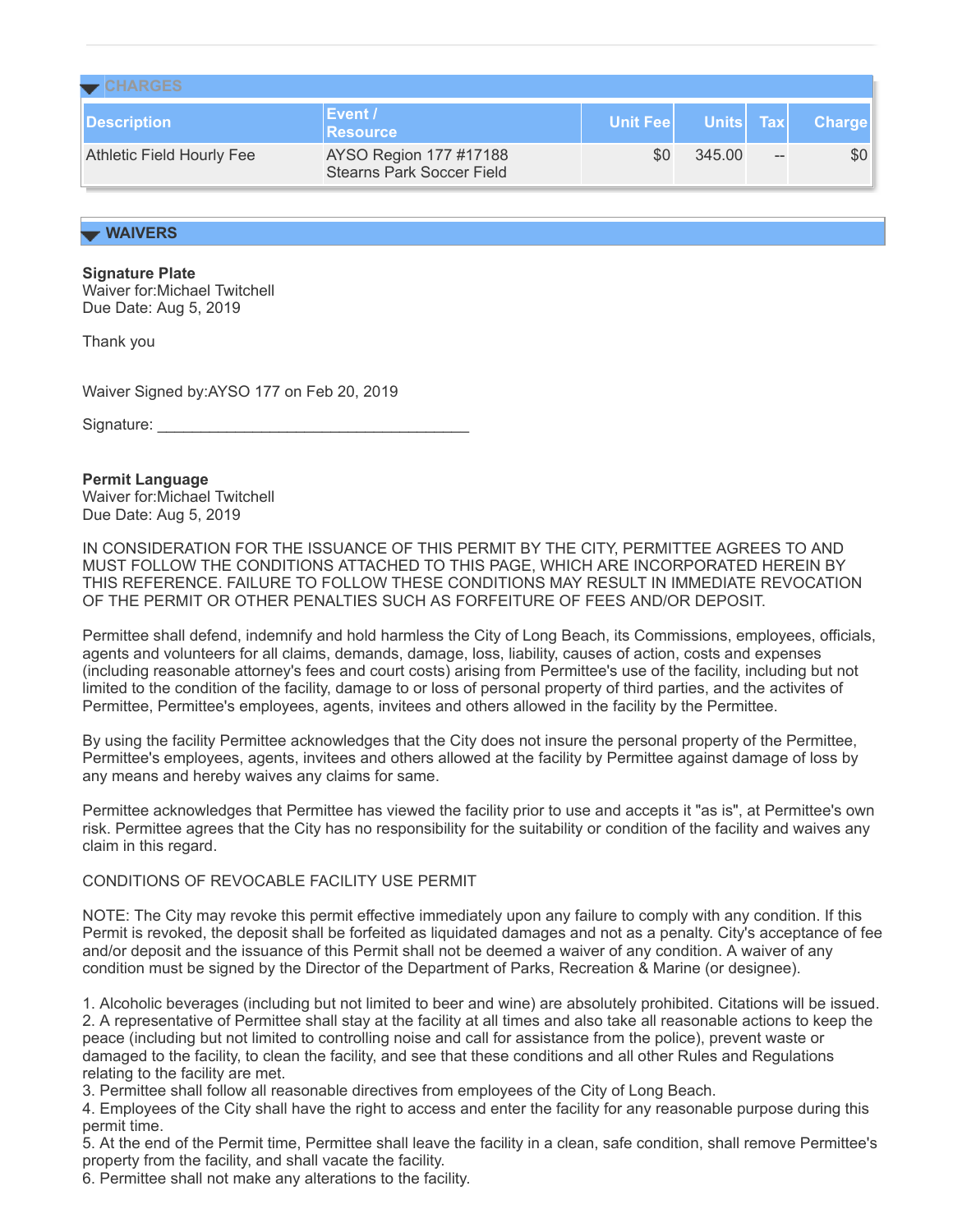## CHARGES

| Description | Event / Resource | Unit Fee | Units | Tax | Charge |
|---|---|---|---|---|---|
| Athletic Field Hourly Fee | AYSO Region 177 #17188<br>Stearns Park Soccer Field | $0 | 345.00 | -- | $0 |

## WAIVERS

**Signature Plate**
Waiver for:Michael Twitchell
Due Date: Aug 5, 2019

Thank you

Waiver Signed by:AYSO 177 on Feb 20, 2019

Signature: ____________________________________

**Permit Language**
Waiver for:Michael Twitchell
Due Date: Aug 5, 2019

IN CONSIDERATION FOR THE ISSUANCE OF THIS PERMIT BY THE CITY, PERMITTEE AGREES TO AND MUST FOLLOW THE CONDITIONS ATTACHED TO THIS PAGE, WHICH ARE INCORPORATED HEREIN BY THIS REFERENCE. FAILURE TO FOLLOW THESE CONDITIONS MAY RESULT IN IMMEDIATE REVOCATION OF THE PERMIT OR OTHER PENALTIES SUCH AS FORFEITURE OF FEES AND/OR DEPOSIT.

Permittee shall defend, indemnify and hold harmless the City of Long Beach, its Commissions, employees, officials, agents and volunteers for all claims, demands, damage, loss, liability, causes of action, costs and expenses (including reasonable attorney's fees and court costs) arising from Permittee's use of the facility, including but not limited to the condition of the facility, damage to or loss of personal property of third parties, and the activites of Permittee, Permittee's employees, agents, invitees and others allowed in the facility by the Permittee.

By using the facility Permittee acknowledges that the City does not insure the personal property of the Permittee, Permittee's employees, agents, invitees and others allowed at the facility by Permittee against damage of loss by any means and hereby waives any claims for same.

Permittee acknowledges that Permittee has viewed the facility prior to use and accepts it "as is", at Permittee's own risk. Permittee agrees that the City has no responsibility for the suitability or condition of the facility and waives any claim in this regard.

CONDITIONS OF REVOCABLE FACILITY USE PERMIT

NOTE: The City may revoke this permit effective immediately upon any failure to comply with any condition. If this Permit is revoked, the deposit shall be forfeited as liquidated damages and not as a penalty. City's acceptance of fee and/or deposit and the issuance of this Permit shall not be deemed a waiver of any condition. A waiver of any condition must be signed by the Director of the Department of Parks, Recreation & Marine (or designee).

1. Alcoholic beverages (including but not limited to beer and wine) are absolutely prohibited. Citations will be issued.
2. A representative of Permittee shall stay at the facility at all times and also take all reasonable actions to keep the peace (including but not limited to controlling noise and call for assistance from the police), prevent waste or damaged to the facility, to clean the facility, and see that these conditions and all other Rules and Regulations relating to the facility are met.
3. Permittee shall follow all reasonable directives from employees of the City of Long Beach.
4. Employees of the City shall have the right to access and enter the facility for any reasonable purpose during this permit time.
5. At the end of the Permit time, Permittee shall leave the facility in a clean, safe condition, shall remove Permittee's property from the facility, and shall vacate the facility.
6. Permittee shall not make any alterations to the facility.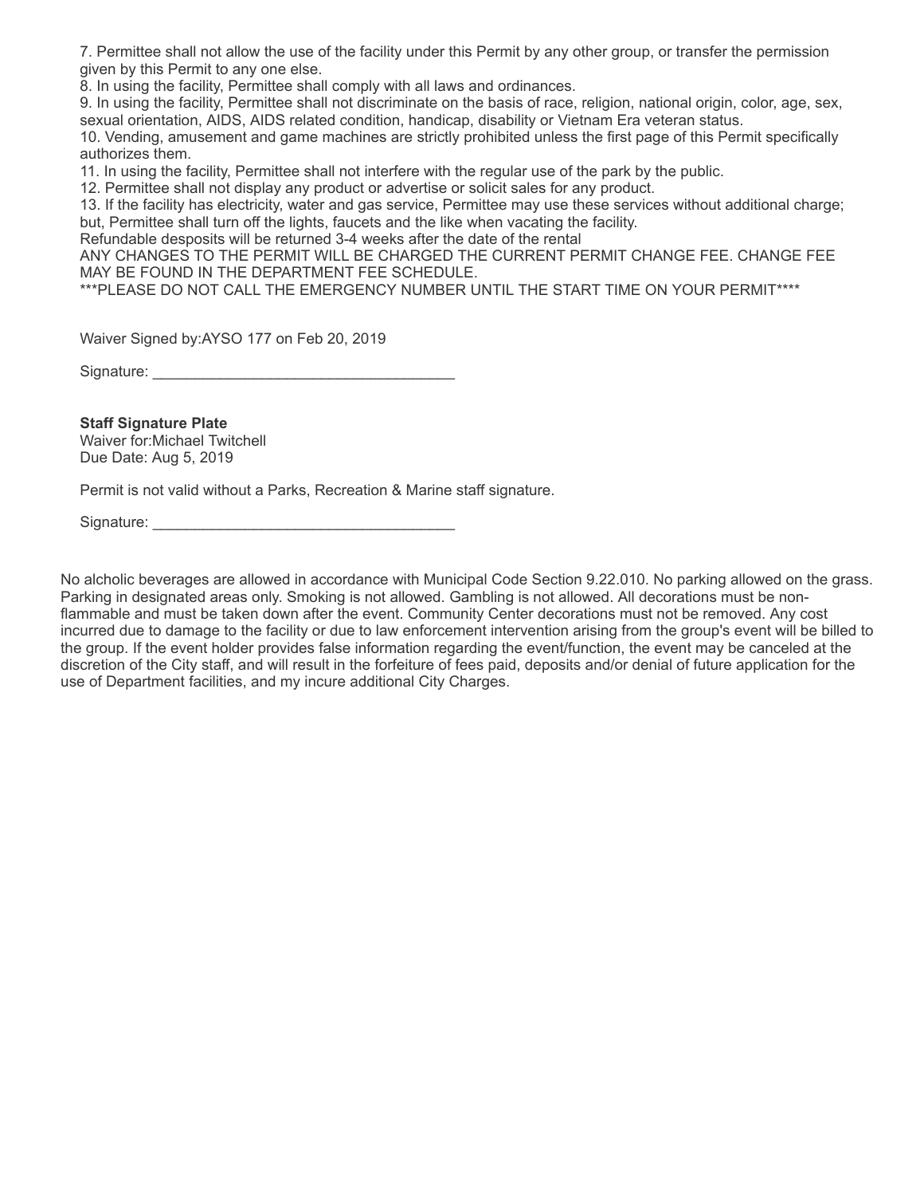7. Permittee shall not allow the use of the facility under this Permit by any other group, or transfer the permission given by this Permit to any one else.
8. In using the facility, Permittee shall comply with all laws and ordinances.
9. In using the facility, Permittee shall not discriminate on the basis of race, religion, national origin, color, age, sex, sexual orientation, AIDS, AIDS related condition, handicap, disability or Vietnam Era veteran status.
10. Vending, amusement and game machines are strictly prohibited unless the first page of this Permit specifically authorizes them.
11. In using the facility, Permittee shall not interfere with the regular use of the park by the public.
12. Permittee shall not display any product or advertise or solicit sales for any product.
13. If the facility has electricity, water and gas service, Permittee may use these services without additional charge; but, Permittee shall turn off the lights, faucets and the like when vacating the facility.

Refundable desposits will be returned 3-4 weeks after the date of the rental

ANY CHANGES TO THE PERMIT WILL BE CHARGED THE CURRENT PERMIT CHANGE FEE. CHANGE FEE MAY BE FOUND IN THE DEPARTMENT FEE SCHEDULE.

***PLEASE DO NOT CALL THE EMERGENCY NUMBER UNTIL THE START TIME ON YOUR PERMIT****

Waiver Signed by:AYSO 177 on Feb 20, 2019

Signature: ____________________________________

**Staff Signature Plate**
Waiver for:Michael Twitchell
Due Date: Aug 5, 2019

Permit is not valid without a Parks, Recreation & Marine staff signature.

Signature: ____________________________________

No alcholic beverages are allowed in accordance with Municipal Code Section 9.22.010. No parking allowed on the grass. Parking in designated areas only. Smoking is not allowed. Gambling is not allowed. All decorations must be non-flammable and must be taken down after the event. Community Center decorations must not be removed. Any cost incurred due to damage to the facility or due to law enforcement intervention arising from the group's event will be billed to the group. If the event holder provides false information regarding the event/function, the event may be canceled at the discretion of the City staff, and will result in the forfeiture of fees paid, deposits and/or denial of future application for the use of Department facilities, and my incure additional City Charges.